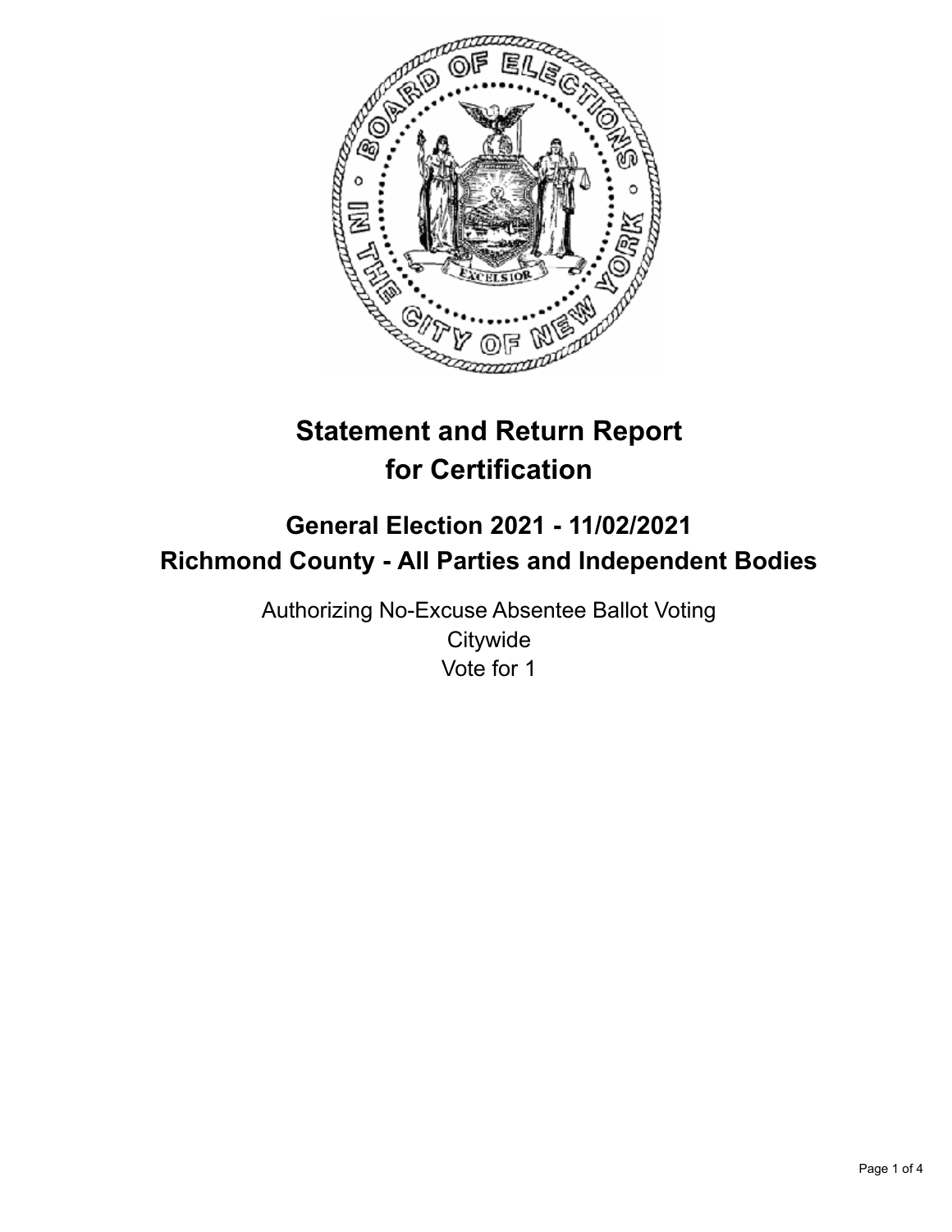# Statement and Return Report for Certification

## General Election 2021 - 11/02/2021
## Richmond County - All Parties and Independent Bodies

Authorizing No-Excuse Absentee Ballot Voting
Citywide
Vote for 1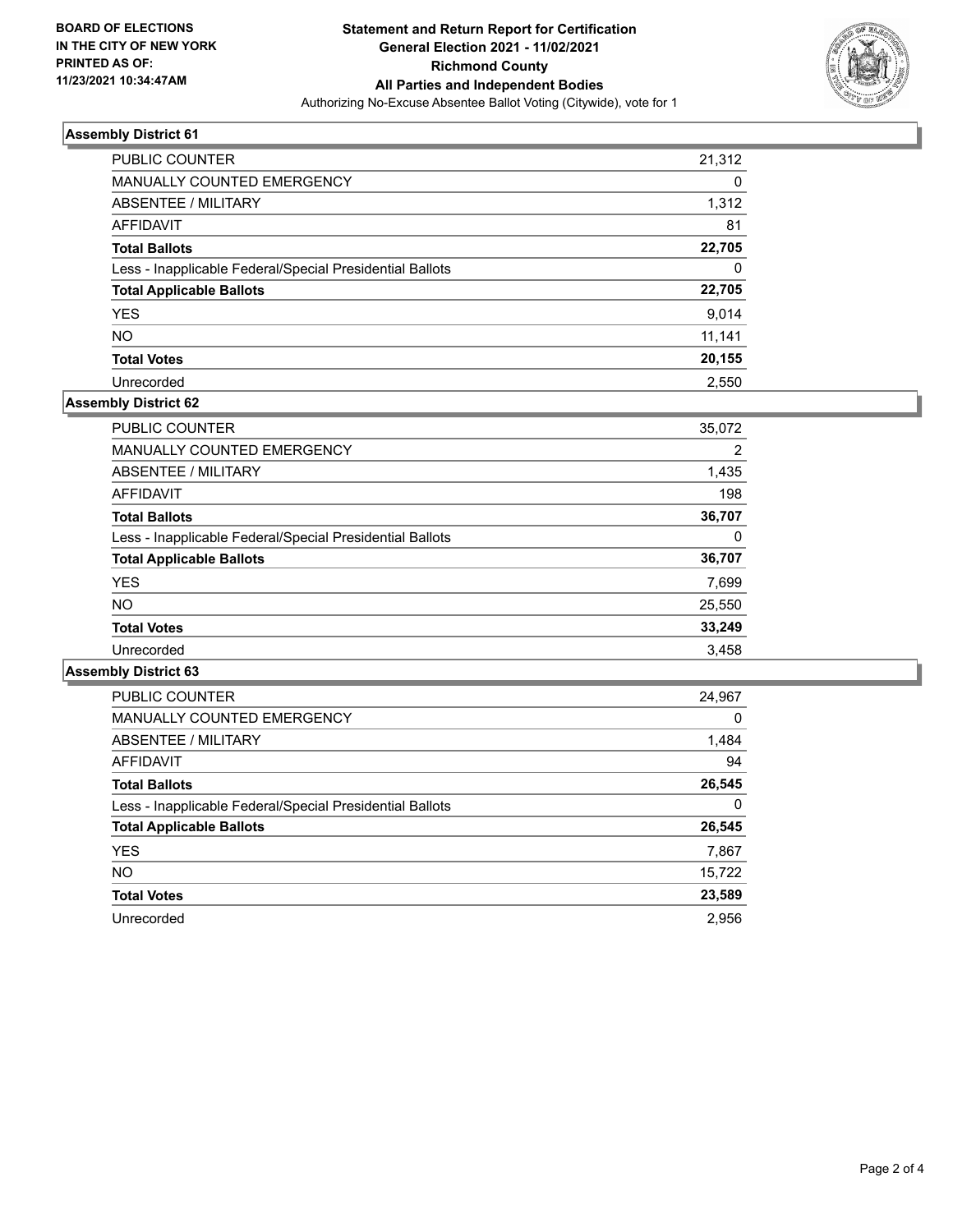**BOARD OF ELECTIONS IN THE CITY OF NEW YORK PRINTED AS OF: 11/23/2021 10:34:47AM**

**Statement and Return Report for Certification General Election 2021 - 11/02/2021 Richmond County All Parties and Independent Bodies**

Authorizing No-Excuse Absentee Ballot Voting (Citywide), vote for 1

### Assembly District 61

| | |
|---|---|
| PUBLIC COUNTER | 21,312 |
| MANUALLY COUNTED EMERGENCY | 0 |
| ABSENTEE / MILITARY | 1,312 |
| AFFIDAVIT | 81 |
| **Total Ballots** | **22,705** |
| Less - Inapplicable Federal/Special Presidential Ballots | 0 |
| **Total Applicable Ballots** | **22,705** |
| YES | 9,014 |
| NO | 11,141 |
| **Total Votes** | **20,155** |
| Unrecorded | 2,550 |

### Assembly District 62

| | |
|---|---|
| PUBLIC COUNTER | 35,072 |
| MANUALLY COUNTED EMERGENCY | 2 |
| ABSENTEE / MILITARY | 1,435 |
| AFFIDAVIT | 198 |
| **Total Ballots** | **36,707** |
| Less - Inapplicable Federal/Special Presidential Ballots | 0 |
| **Total Applicable Ballots** | **36,707** |
| YES | 7,699 |
| NO | 25,550 |
| **Total Votes** | **33,249** |
| Unrecorded | 3,458 |

### Assembly District 63

| | |
|---|---|
| PUBLIC COUNTER | 24,967 |
| MANUALLY COUNTED EMERGENCY | 0 |
| ABSENTEE / MILITARY | 1,484 |
| AFFIDAVIT | 94 |
| **Total Ballots** | **26,545** |
| Less - Inapplicable Federal/Special Presidential Ballots | 0 |
| **Total Applicable Ballots** | **26,545** |
| YES | 7,867 |
| NO | 15,722 |
| **Total Votes** | **23,589** |
| Unrecorded | 2,956 |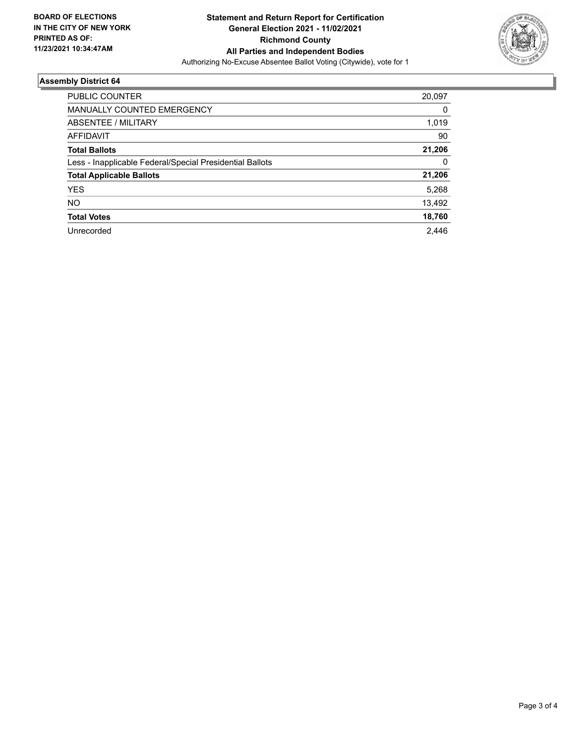**BOARD OF ELECTIONS**
**IN THE CITY OF NEW YORK**
**PRINTED AS OF:**
**11/23/2021 10:34:47AM**

**Statement and Return Report for Certification**
**General Election 2021 - 11/02/2021**
**Richmond County**
**All Parties and Independent Bodies**
Authorizing No-Excuse Absentee Ballot Voting (Citywide), vote for 1

## Assembly District 64

| | |
|---|---|
| PUBLIC COUNTER | 20,097 |
| MANUALLY COUNTED EMERGENCY | 0 |
| ABSENTEE / MILITARY | 1,019 |
| AFFIDAVIT | 90 |
| **Total Ballots** | **21,206** |
| Less - Inapplicable Federal/Special Presidential Ballots | 0 |
| **Total Applicable Ballots** | **21,206** |
| YES | 5,268 |
| NO | 13,492 |
| **Total Votes** | **18,760** |
| Unrecorded | 2,446 |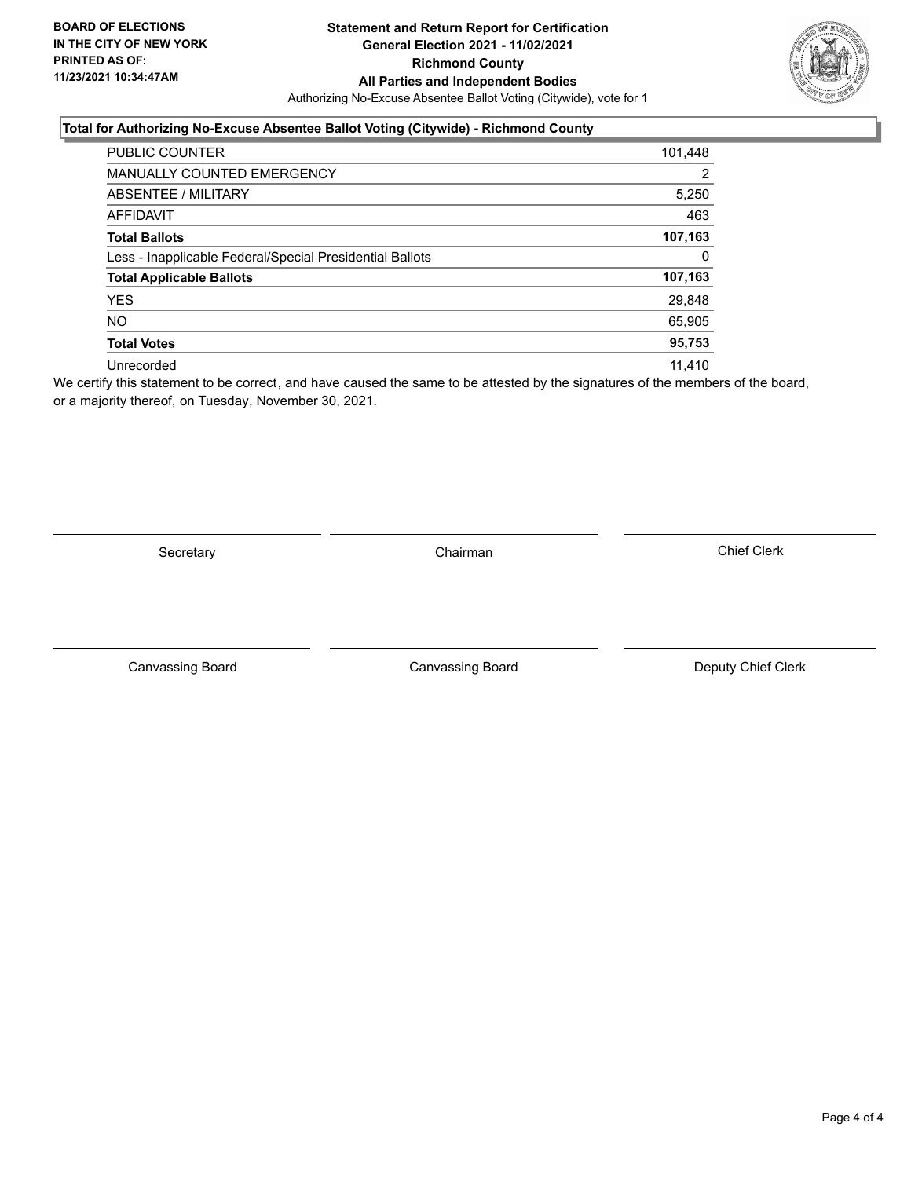**BOARD OF ELECTIONS IN THE CITY OF NEW YORK PRINTED AS OF: 11/23/2021 10:34:47AM**

**Statement and Return Report for Certification**
**General Election 2021 - 11/02/2021**
**Richmond County**
**All Parties and Independent Bodies**
Authorizing No-Excuse Absentee Ballot Voting (Citywide), vote for 1

### Total for Authorizing No-Excuse Absentee Ballot Voting (Citywide) - Richmond County

| | |
|---|---|
| PUBLIC COUNTER | 101,448 |
| MANUALLY COUNTED EMERGENCY | 2 |
| ABSENTEE / MILITARY | 5,250 |
| AFFIDAVIT | 463 |
| **Total Ballots** | **107,163** |
| Less - Inapplicable Federal/Special Presidential Ballots | 0 |
| **Total Applicable Ballots** | **107,163** |
| YES | 29,848 |
| NO | 65,905 |
| **Total Votes** | **95,753** |
| Unrecorded | 11,410 |

We certify this statement to be correct, and have caused the same to be attested by the signatures of the members of the board, or a majority thereof, on Tuesday, November 30, 2021.

Secretary

Chairman

Chief Clerk

Canvassing Board

Canvassing Board

Deputy Chief Clerk